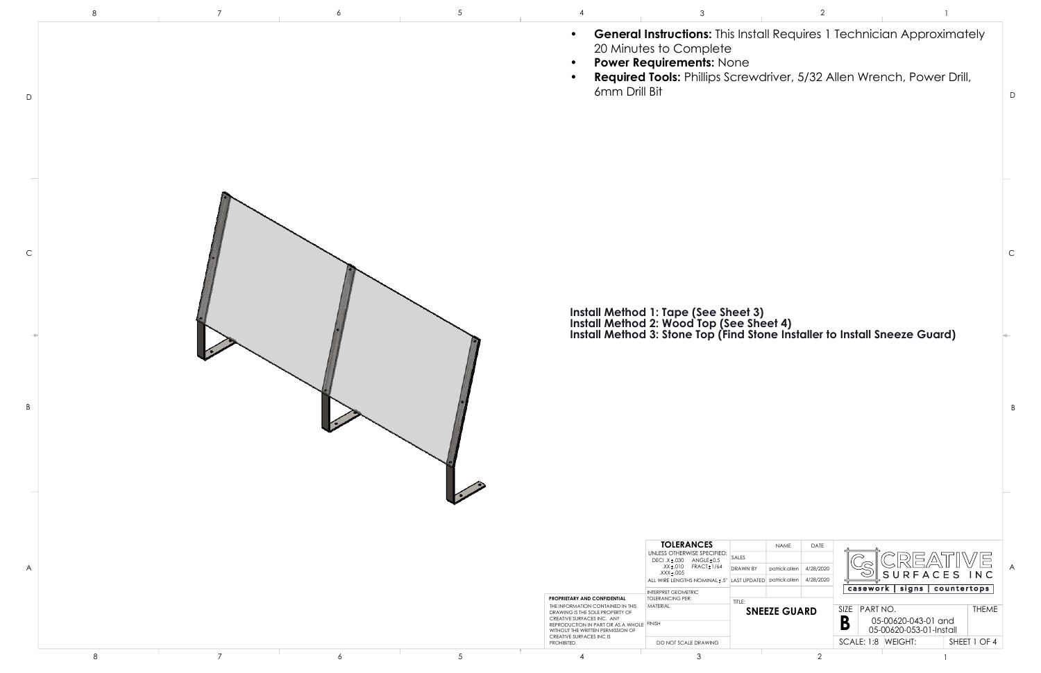- **General Instructions:** This Install Requires 1 Technician Approximately 20 Minutes to Complete
- **Power Requirements:** None
- **Required Tools:** Phillips Screwdriver, 5/32 Allen Wrench, Power Drill, 6mm Drill Bit

**Install Method 1: Tape (See Sheet 3)**
**Install Method 2: Wood Top (See Sheet 4)**
**Install Method 3: Stone Top (Find Stone Installer to Install Sneeze Guard)**

| TOLERANCES | | NAME | DATE |
|---|---|---|---|
| UNLESS OTHERWISE SPECIFIED: DECI .X ± .030 ANGLE ± 0.5 .XX ± .010 FRACT ± 1/64 .XXX ± .005 | SALES | | |
| | DRAWN BY | patrick.allen | 4/28/2020 |
| ALL WIRE LENGTHS NOMINAL ± .5" | LAST UPDATED | patrick.allen | 4/28/2020 |
| INTERPRET GEOMETRIC TOLERANCING PER: | | | |
| MATERIAL | TITLE: SNEEZE GUARD | | |
| FINISH | | | |
| DO NOT SCALE DRAWING | | | |

**PROPRIETARY AND CONFIDENTIAL**
THE INFORMATION CONTAINED IN THIS DRAWING IS THE SOLE PROPERTY OF CREATIVE SURFACES INC. ANY REPRODUCTION IN PART OR AS A WHOLE WITHOUT THE WRITTEN PERMISSION OF CREATIVE SURFACES INC IS PROHIBITED.

CREATIVE SURFACES INC
casework | signs | countertops

| SIZE | PART NO. | THEME |
|---|---|---|
| B | 05-00620-043-01 and 05-00620-053-01-Install | |
| SCALE: 1:8 | WEIGHT: | SHEET 1 OF 4 |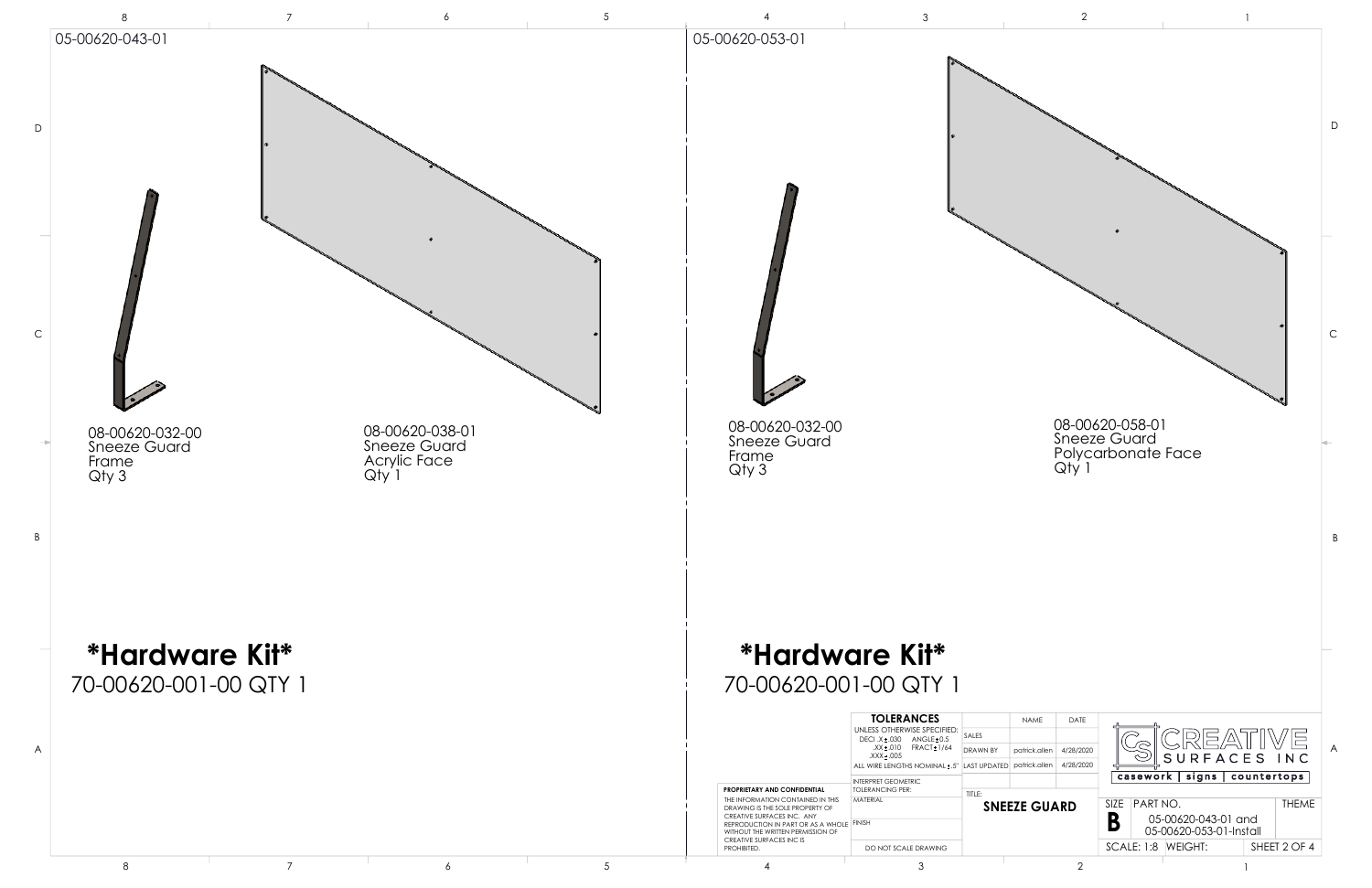05-00620-043-01

08-00620-032-00
Sneeze Guard
Frame
Qty 3

08-00620-038-01
Sneeze Guard
Acrylic Face
Qty 1

**\*Hardware Kit\***

70-00620-001-00 QTY 1

05-00620-053-01

08-00620-032-00
Sneeze Guard
Frame
Qty 3

08-00620-058-01
Sneeze Guard
Polycarbonate Face
Qty 1

**\*Hardware Kit\***

70-00620-001-00 QTY 1

**TOLERANCES**
UNLESS OTHERWISE SPECIFIED:
DEC .X ± .030 ANGLE ± 0.5
.XX ± .010 FRACT ± 1/64
.XXX ± .005
ALL WIRE LENGTHS NOMINAL ± .5"

INTERPRET GEOMETRIC TOLERANCING PER:
MATERIAL
FINISH
DO NOT SCALE DRAWING

| | NAME | DATE |
|---|---|---|
| SALES | | |
| DRAWN BY | patrick.allen | 4/28/2020 |
| LAST UPDATED | patrick.allen | 4/28/2020 |

**PROPRIETARY AND CONFIDENTIAL**
THE INFORMATION CONTAINED IN THIS DRAWING IS THE SOLE PROPERTY OF CREATIVE SURFACES INC. ANY REPRODUCTION IN PART OR AS A WHOLE WITHOUT THE WRITTEN PERMISSION OF CREATIVE SURFACES INC IS PROHIBITED.

TITLE:
**SNEEZE GUARD**

CREATIVE SURFACES INC
casework | signs | countertops

SIZE: **B**
PART NO. 05-00620-043-01 and 05-00620-053-01-Install
THEME
SCALE: 1:8 WEIGHT:
SHEET 2 OF 4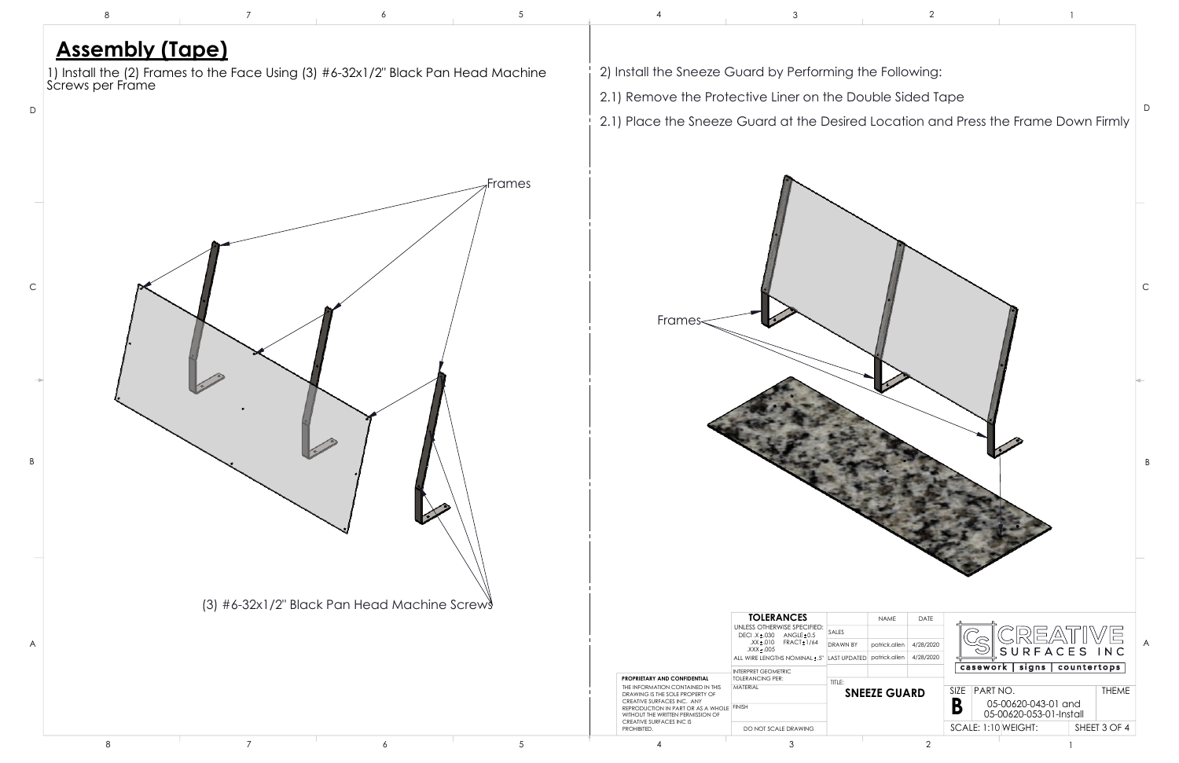# Assembly (Tape)

1) Install the (2) Frames to the Face Using (3) #6-32x1/2" Black Pan Head Machine Screws per Frame

Frames

(3) #6-32x1/2" Black Pan Head Machine Screws

2) Install the Sneeze Guard by Performing the Following:

2.1) Remove the Protective Liner on the Double Sided Tape

2.1) Place the Sneeze Guard at the Desired Location and Press the Frame Down Firmly

Frames

| TOLERANCES | | NAME | DATE |
|---|---|---|---|
| UNLESS OTHERWISE SPECIFIED: DECI .X ± .030 ANGLE ± 0.5 .XX ± .010 FRACT ± 1/64 .XXX ± .005 | SALES | | |
| | DRAWN BY | patrick.allen | 4/28/2020 |
| ALL WIRE LENGTHS NOMINAL ± .5" | LAST UPDATED | patrick.allen | 4/28/2020 |
| INTERPRET GEOMETRIC TOLERANCING PER: | | | |
| MATERIAL | TITLE: SNEEZE GUARD | | |
| FINISH | | | |
| DO NOT SCALE DRAWING | | | |

**PROPRIETARY AND CONFIDENTIAL**

THE INFORMATION CONTAINED IN THIS DRAWING IS THE SOLE PROPERTY OF CREATIVE SURFACES INC. ANY REPRODUCTION IN PART OR AS A WHOLE WITHOUT THE WRITTEN PERMISSION OF CREATIVE SURFACES INC IS PROHIBITED.

CREATIVE SURFACES INC

casework | signs | countertops

| SIZE | PART NO. | THEME |
|---|---|---|
| B | 05-00620-043-01 and 05-00620-053-01-Install | |
| SCALE: 1:10 | WEIGHT: | SHEET 3 OF 4 |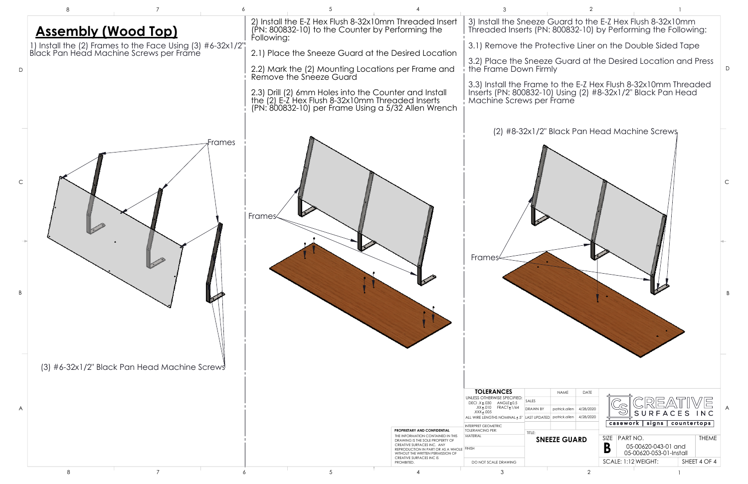# Assembly (Wood Top)

1) Install the (2) Frames to the Face Using (3) #6-32x1/2" Black Pan Head Machine Screws per Frame

Frames

(3) #6-32x1/2" Black Pan Head Machine Screws

2) Install the E-Z Hex Flush 8-32x10mm Threaded Insert (PN: 800832-10) to the Counter by Performing the Following:

2.1) Place the Sneeze Guard at the Desired Location

2.2) Mark the (2) Mounting Locations per Frame and Remove the Sneeze Guard

2.3) Drill (2) 6mm Holes into the Counter and Install the (2) E-Z Hex Flush 8-32x10mm Threaded Inserts (PN: 800832-10) per Frame Using a 5/32 Allen Wrench

Frames

3) Install the Sneeze Guard to the E-Z Hex Flush 8-32x10mm Threaded Inserts (PN: 800832-10) by Performing the Following:

3.1) Remove the Protective Liner on the Double Sided Tape

3.2) Place the Sneeze Guard at the Desired Location and Press the Frame Down Firmly

3.3) Install the Frame to the E-Z Hex Flush 8-32x10mm Threaded Inserts (PN: 800832-10) Using (2) #8-32x1/2" Black Pan Head Machine Screws per Frame

(2) #8-32x1/2" Black Pan Head Machine Screws

Frames

| | | | |
|---|---|---|---|
| **TOLERANCES** UNLESS OTHERWISE SPECIFIED: DEC: .X ± .030 ANGLE ± 0.5 .XX ± .010 FRACT ± 1/64 .XXX ± .005 ALL WIRE LENGTHS NOMINAL ± .5" | | NAME | DATE |
| | SALES | | |
| | DRAWN BY | patrick.allen | 4/28/2020 |
| | LAST UPDATED | patrick.allen | 4/28/2020 |
| INTERPRET GEOMETRIC TOLERANCING PER: | | | |
| MATERIAL | TITLE: **SNEEZE GUARD** | | |
| FINISH | | | |
| DO NOT SCALE DRAWING | | | |

**PROPRIETARY AND CONFIDENTIAL**
THE INFORMATION CONTAINED IN THIS DRAWING IS THE SOLE PROPERTY OF CREATIVE SURFACES INC. ANY REPRODUCTION IN PART OR AS A WHOLE WITHOUT THE WRITTEN PERMISSION OF CREATIVE SURFACES INC IS PROHIBITED.

CREATIVE SURFACES INC
casework | signs | countertops

| SIZE | PART NO. | THEME |
|---|---|---|
| B | 05-00620-043-01 and 05-00620-053-01-Install | |
| SCALE: 1:12 | WEIGHT: | SHEET 4 OF 4 |